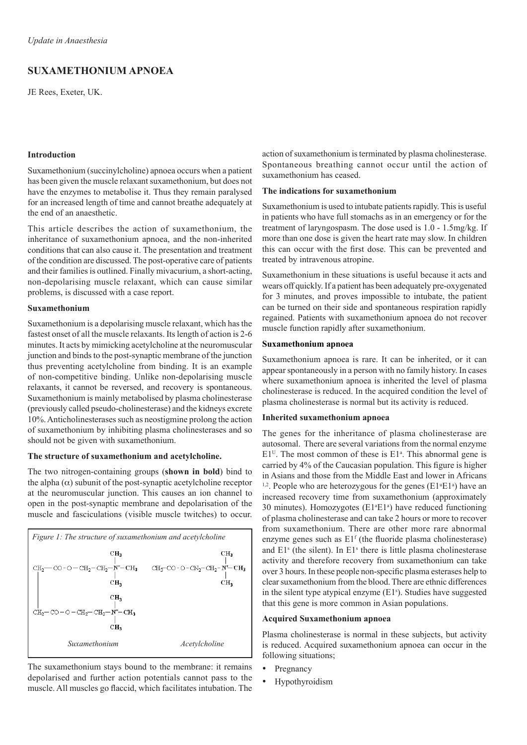# SUXAMETHONIUM APNOEA

JE Rees, Exeter, UK.

## Introduction

Suxamethonium (succinylcholine) apnoea occurs when a patient has been given the muscle relaxant suxamethonium, but does not have the enzymes to metabolise it. Thus they remain paralysed for an increased length of time and cannot breathe adequately at the end of an anaesthetic.

This article describes the action of suxamethonium, the inheritance of suxamethonium apnoea, and the non-inherited conditions that can also cause it. The presentation and treatment of the condition are discussed. The post-operative care of patients and their families is outlined. Finally mivacurium, a short-acting, non-depolarising muscle relaxant, which can cause similar problems, is discussed with a case report.

## Suxamethonium

Suxamethonium is a depolarising muscle relaxant, which has the fastest onset of all the muscle relaxants. Its length of action is 2-6 minutes. It acts by mimicking acetylcholine at the neuromuscular junction and binds to the post-synaptic membrane of the junction thus preventing acetylcholine from binding. It is an example of non-competitive binding. Unlike non-depolarising muscle relaxants, it cannot be reversed, and recovery is spontaneous. Suxamethonium is mainly metabolised by plasma cholinesterase (previously called pseudo-cholinesterase) and the kidneys excrete 10%. Anticholinesterases such as neostigmine prolong the action of suxamethonium by inhibiting plasma cholinesterases and so should not be given with suxamethonium.

### The structure of suxamethonium and acetylcholine.

The two nitrogen-containing groups (**shown in bold**) bind to the alpha (α) subunit of the post-synaptic acetylcholine receptor at the neuromuscular junction. This causes an ion channel to open in the post-synaptic membrane and depolarisation of the muscle and fasciculations (visible muscle twitches) to occur.

*Figure 1: The structure of suxamethonium and acetylcholine*

*Suxamethonium* — *Acetylcholine*

The suxamethonium stays bound to the membrane: it remains depolarised and further action potentials cannot pass to the muscle. All muscles go flaccid, which facilitates intubation. The action of suxamethonium is terminated by plasma cholinesterase. Spontaneous breathing cannot occur until the action of suxamethonium has ceased.

### The indications for suxamethonium

Suxamethonium is used to intubate patients rapidly. This is useful in patients who have full stomachs as in an emergency or for the treatment of laryngospasm. The dose used is 1.0 - 1.5mg/kg. If more than one dose is given the heart rate may slow. In children this can occur with the first dose. This can be prevented and treated by intravenous atropine.

Suxamethonium in these situations is useful because it acts and wears off quickly. If a patient has been adequately pre-oxygenated for 3 minutes, and proves impossible to intubate, the patient can be turned on their side and spontaneous respiration rapidly regained. Patients with suxamethonium apnoea do not recover muscle function rapidly after suxamethonium.

### Suxamethonium apnoea

Suxamethonium apnoea is rare. It can be inherited, or it can appear spontaneously in a person with no family history. In cases where suxamethonium apnoea is inherited the level of plasma cholinesterase is reduced. In the acquired condition the level of plasma cholinesterase is normal but its activity is reduced.

### Inherited suxamethonium apnoea

The genes for the inheritance of plasma cholinesterase are autosomal. There are several variations from the normal enzyme $E1^U$. The most common of these is $E1^a$. This abnormal gene is carried by 4% of the Caucasian population. This figure is higher in Asians and those from the Middle East and lower in Africans [1,2]. People who are heterozygous for the genes ($E1^uE1^a$) have an increased recovery time from suxamethonium (approximately 30 minutes). Homozygotes ($E1^aE1^a$) have reduced functioning of plasma cholinesterase and can take 2 hours or more to recover from suxamethonium. There are other more rare abnormal enzyme genes such as $E1^f$ (the fluoride plasma cholinesterase) and $E1^s$ (the silent). In $E1^s$ there is little plasma cholinesterase activity and therefore recovery from suxamethonium can take over 3 hours. In these people non-specific plasma esterases help to clear suxamethonium from the blood. There are ethnic differences in the silent type atypical enzyme ($E1^s$). Studies have suggested that this gene is more common in Asian populations.

### Acquired Suxamethonium apnoea

Plasma cholinesterase is normal in these subjects, but activity is reduced. Acquired suxamethonium apnoea can occur in the following situations;

- Pregnancy
- Hypothyroidism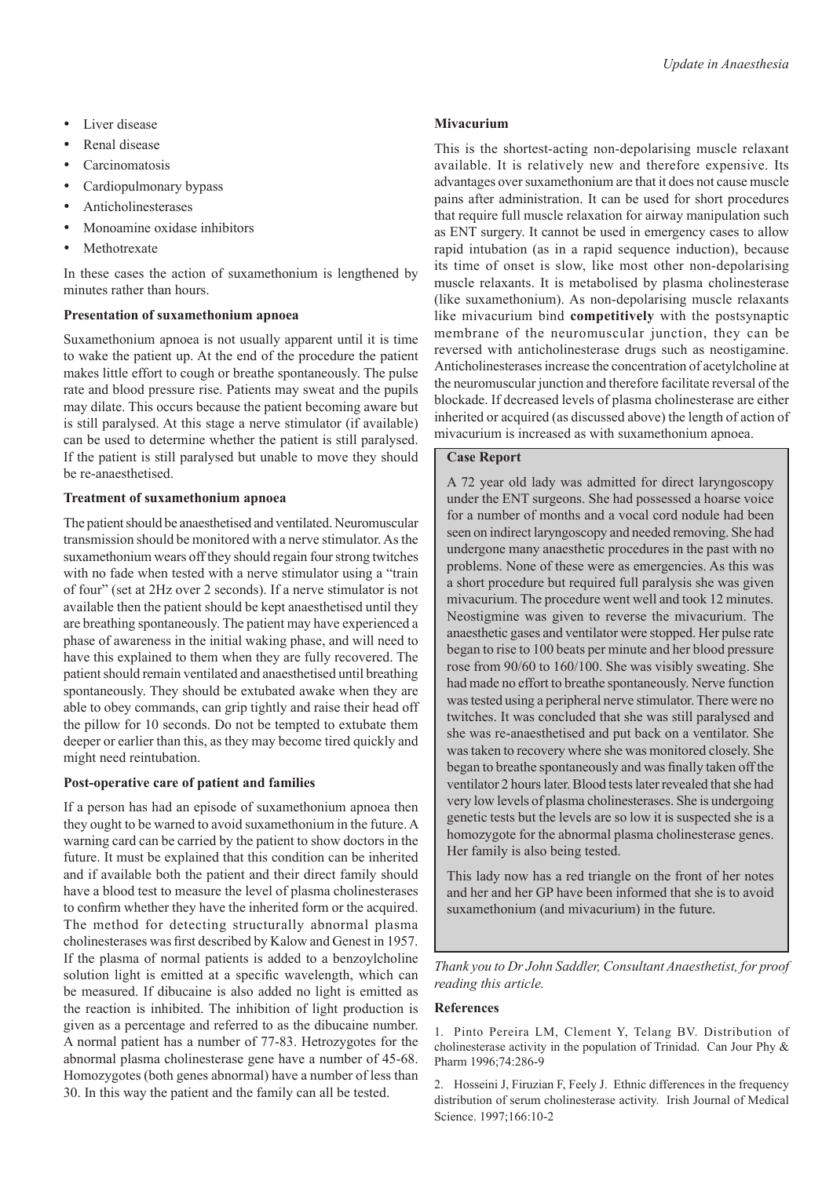- Liver disease
- Renal disease
- Carcinomatosis
- Cardiopulmonary bypass
- Anticholinesterases
- Monoamine oxidase inhibitors
- Methotrexate

In these cases the action of suxamethonium is lengthened by minutes rather than hours.

**Presentation of suxamethonium apnoea**

Suxamethonium apnoea is not usually apparent until it is time to wake the patient up. At the end of the procedure the patient makes little effort to cough or breathe spontaneously. The pulse rate and blood pressure rise. Patients may sweat and the pupils may dilate. This occurs because the patient becoming aware but is still paralysed. At this stage a nerve stimulator (if available) can be used to determine whether the patient is still paralysed. If the patient is still paralysed but unable to move they should be re-anaesthetised.

**Treatment of suxamethonium apnoea**

The patient should be anaesthetised and ventilated. Neuromuscular transmission should be monitored with a nerve stimulator. As the suxamethonium wears off they should regain four strong twitches with no fade when tested with a nerve stimulator using a "train of four" (set at 2Hz over 2 seconds). If a nerve stimulator is not available then the patient should be kept anaesthetised until they are breathing spontaneously. The patient may have experienced a phase of awareness in the initial waking phase, and will need to have this explained to them when they are fully recovered. The patient should remain ventilated and anaesthetised until breathing spontaneously. They should be extubated awake when they are able to obey commands, can grip tightly and raise their head off the pillow for 10 seconds. Do not be tempted to extubate them deeper or earlier than this, as they may become tired quickly and might need reintubation.

**Post-operative care of patient and families**

If a person has had an episode of suxamethonium apnoea then they ought to be warned to avoid suxamethonium in the future. A warning card can be carried by the patient to show doctors in the future. It must be explained that this condition can be inherited and if available both the patient and their direct family should have a blood test to measure the level of plasma cholinesterases to confirm whether they have the inherited form or the acquired. The method for detecting structurally abnormal plasma cholinesterases was first described by Kalow and Genest in 1957. If the plasma of normal patients is added to a benzoylcholine solution light is emitted at a specific wavelength, which can be measured. If dibucaine is also added no light is emitted as the reaction is inhibited. The inhibition of light production is given as a percentage and referred to as the dibucaine number. A normal patient has a number of 77-83. Hetrozygotes for the abnormal plasma cholinesterase gene have a number of 45-68. Homozygotes (both genes abnormal) have a number of less than 30. In this way the patient and the family can all be tested.

**Mivacurium**

This is the shortest-acting non-depolarising muscle relaxant available. It is relatively new and therefore expensive. Its advantages over suxamethonium are that it does not cause muscle pains after administration. It can be used for short procedures that require full muscle relaxation for airway manipulation such as ENT surgery. It cannot be used in emergency cases to allow rapid intubation (as in a rapid sequence induction), because its time of onset is slow, like most other non-depolarising muscle relaxants. It is metabolised by plasma cholinesterase (like suxamethonium). As non-depolarising muscle relaxants like mivacurium bind **competitively** with the postsynaptic membrane of the neuromuscular junction, they can be reversed with anticholinesterase drugs such as neostigamine. Anticholinesterases increase the concentration of acetylcholine at the neuromuscular junction and therefore facilitate reversal of the blockade. If decreased levels of plasma cholinesterase are either inherited or acquired (as discussed above) the length of action of mivacurium is increased as with suxamethonium apnoea.

**Case Report**

A 72 year old lady was admitted for direct laryngoscopy under the ENT surgeons. She had possessed a hoarse voice for a number of months and a vocal cord nodule had been seen on indirect laryngoscopy and needed removing. She had undergone many anaesthetic procedures in the past with no problems. None of these were as emergencies. As this was a short procedure but required full paralysis she was given mivacurium. The procedure went well and took 12 minutes. Neostigmine was given to reverse the mivacurium. The anaesthetic gases and ventilator were stopped. Her pulse rate began to rise to 100 beats per minute and her blood pressure rose from 90/60 to 160/100. She was visibly sweating. She had made no effort to breathe spontaneously. Nerve function was tested using a peripheral nerve stimulator. There were no twitches. It was concluded that she was still paralysed and she was re-anaesthetised and put back on a ventilator. She was taken to recovery where she was monitored closely. She began to breathe spontaneously and was finally taken off the ventilator 2 hours later. Blood tests later revealed that she had very low levels of plasma cholinesterases. She is undergoing genetic tests but the levels are so low it is suspected she is a homozygote for the abnormal plasma cholinesterase genes. Her family is also being tested.

This lady now has a red triangle on the front of her notes and her and her GP have been informed that she is to avoid suxamethonium (and mivacurium) in the future.

*Thank you to Dr John Saddler, Consultant Anaesthetist, for proof reading this article.*

**References**

1. Pinto Pereira LM, Clement Y, Telang BV. Distribution of cholinesterase activity in the population of Trinidad. Can Jour Phy & Pharm 1996;74:286-9

2. Hosseini J, Firuzian F, Feely J. Ethnic differences in the frequency distribution of serum cholinesterase activity. Irish Journal of Medical Science. 1997;166:10-2